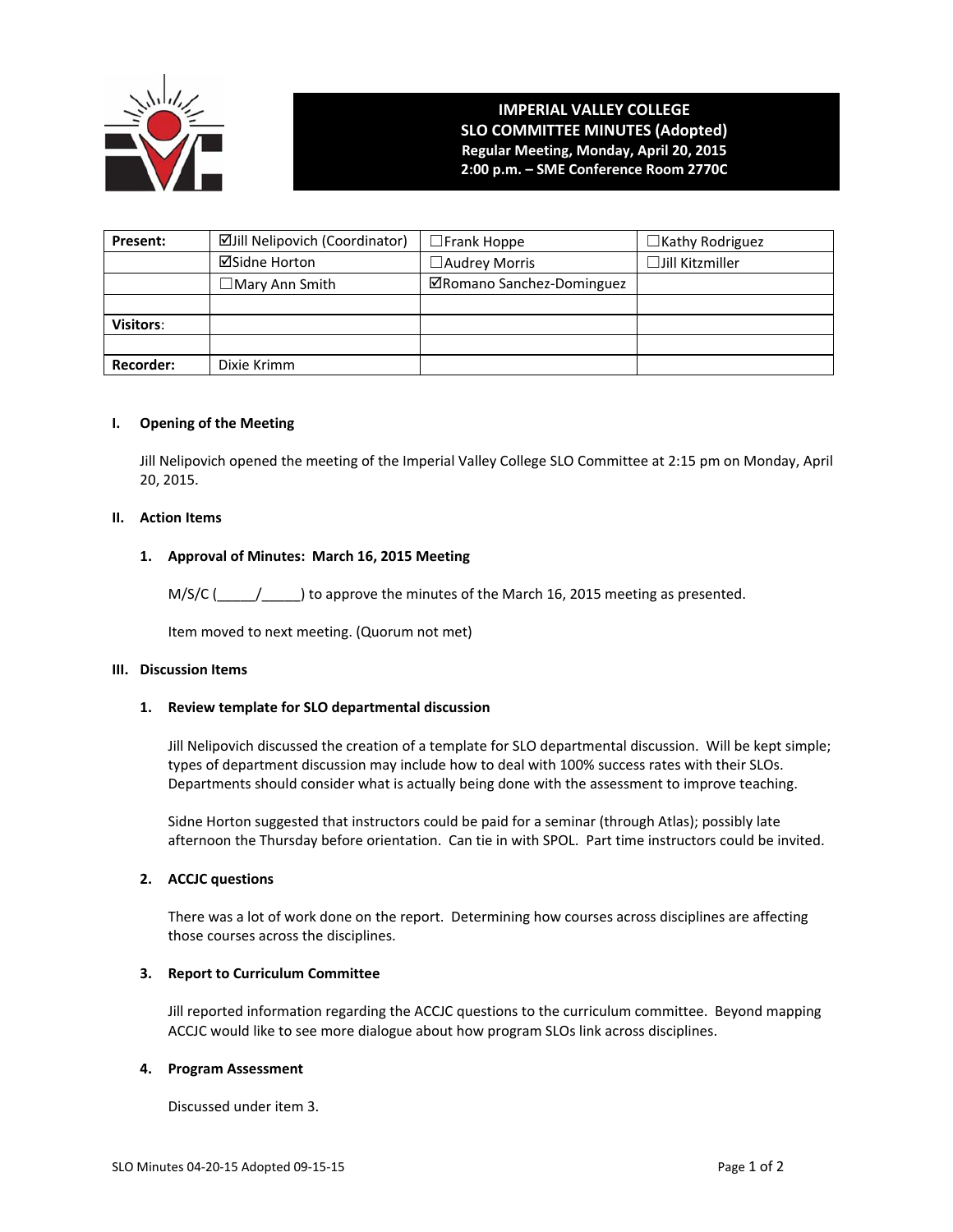# IMPERIAL VALLEY COLLEGE
## SLO COMMITTEE MINUTES (Adopted)
**Regular Meeting, Monday, April 20, 2015**
**2:00 p.m. – SME Conference Room 2770C**

| | | | |
|---|---|---|---|
| **Present:** | ☑Jill Nelipovich (Coordinator) | ☐Frank Hoppe | ☐Kathy Rodriguez |
| | ☑Sidne Horton | ☐Audrey Morris | ☐Jill Kitzmiller |
| | ☐Mary Ann Smith | ☑Romano Sanchez-Dominguez | |
| | | | |
| **Visitors**: | | | |
| | | | |
| **Recorder:** | Dixie Krimm | | |

**I. Opening of the Meeting**

Jill Nelipovich opened the meeting of the Imperial Valley College SLO Committee at 2:15 pm on Monday, April 20, 2015.

**II. Action Items**

**1. Approval of Minutes: March 16, 2015 Meeting**

M/S/C (_____/_____) to approve the minutes of the March 16, 2015 meeting as presented.

Item moved to next meeting. (Quorum not met)

**III. Discussion Items**

**1. Review template for SLO departmental discussion**

Jill Nelipovich discussed the creation of a template for SLO departmental discussion. Will be kept simple; types of department discussion may include how to deal with 100% success rates with their SLOs. Departments should consider what is actually being done with the assessment to improve teaching.

Sidne Horton suggested that instructors could be paid for a seminar (through Atlas); possibly late afternoon the Thursday before orientation. Can tie in with SPOL. Part time instructors could be invited.

**2. ACCJC questions**

There was a lot of work done on the report. Determining how courses across disciplines are affecting those courses across the disciplines.

**3. Report to Curriculum Committee**

Jill reported information regarding the ACCJC questions to the curriculum committee. Beyond mapping ACCJC would like to see more dialogue about how program SLOs link across disciplines.

**4. Program Assessment**

Discussed under item 3.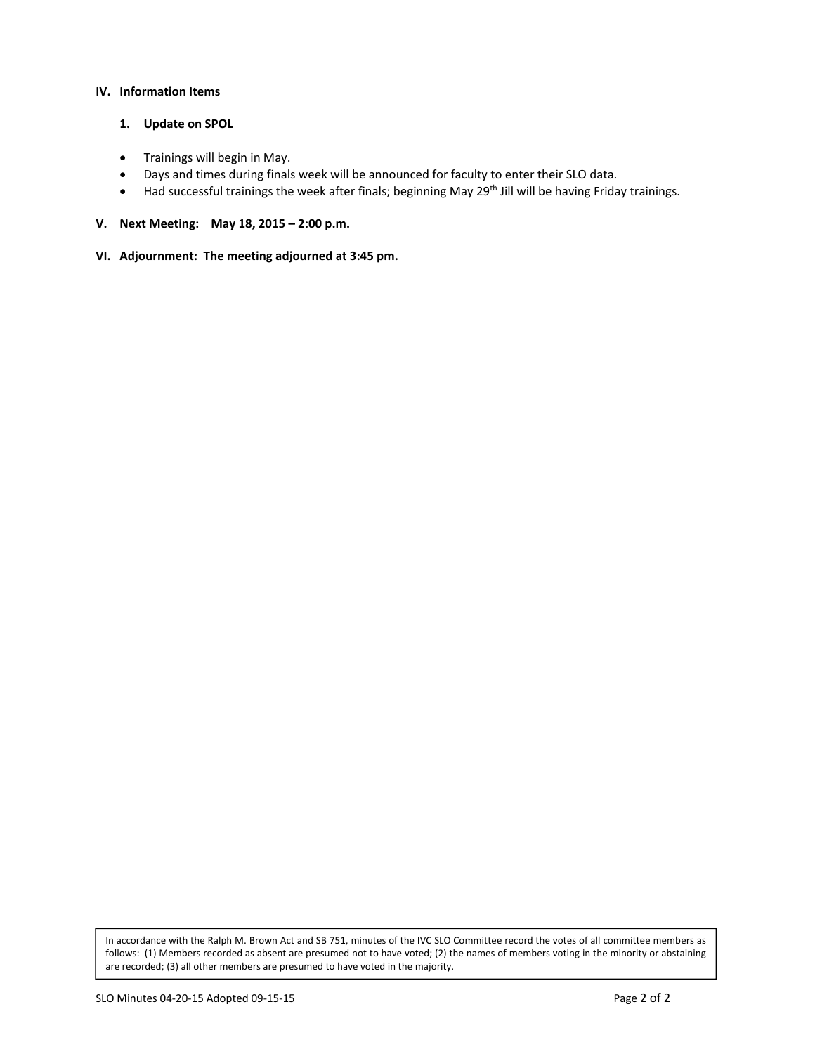## IV. Information Items

### 1. Update on SPOL

- Trainings will begin in May.
- Days and times during finals week will be announced for faculty to enter their SLO data.
- Had successful trainings the week after finals; beginning May 29th Jill will be having Friday trainings.

## V. Next Meeting: May 18, 2015 – 2:00 p.m.

## VI. Adjournment: The meeting adjourned at 3:45 pm.

In accordance with the Ralph M. Brown Act and SB 751, minutes of the IVC SLO Committee record the votes of all committee members as follows: (1) Members recorded as absent are presumed not to have voted; (2) the names of members voting in the minority or abstaining are recorded; (3) all other members are presumed to have voted in the majority.

SLO Minutes 04-20-15 Adopted 09-15-15